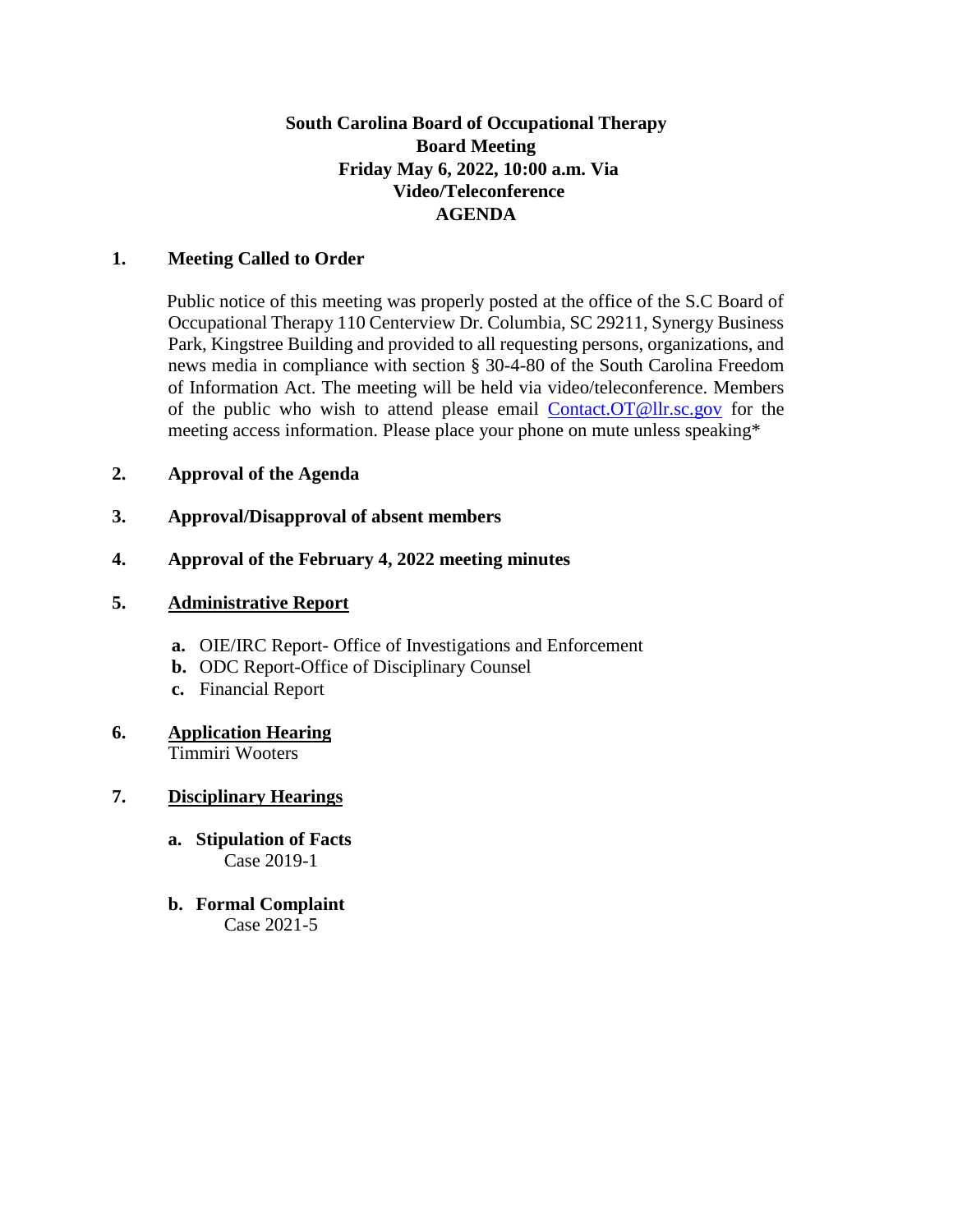**South Carolina Board of Occupational Therapy**
**Board Meeting**
**Friday May 6, 2022, 10:00 a.m. Via**
**Video/Teleconference**
**AGENDA**

**1. Meeting Called to Order**

Public notice of this meeting was properly posted at the office of the S.C Board of Occupational Therapy 110 Centerview Dr. Columbia, SC 29211, Synergy Business Park, Kingstree Building and provided to all requesting persons, organizations, and news media in compliance with section § 30-4-80 of the South Carolina Freedom of Information Act. The meeting will be held via video/teleconference. Members of the public who wish to attend please email Contact.OT@llr.sc.gov for the meeting access information. Please place your phone on mute unless speaking*

**2. Approval of the Agenda**

**3. Approval/Disapproval of absent members**

**4. Approval of the February 4, 2022 meeting minutes**

**5. Administrative Report**

- **a.** OIE/IRC Report- Office of Investigations and Enforcement
- **b.** ODC Report-Office of Disciplinary Counsel
- **c.** Financial Report

**6. Application Hearing**
Timmiri Wooters

**7. Disciplinary Hearings**

- **a. Stipulation of Facts**
  Case 2019-1

- **b. Formal Complaint**
  Case 2021-5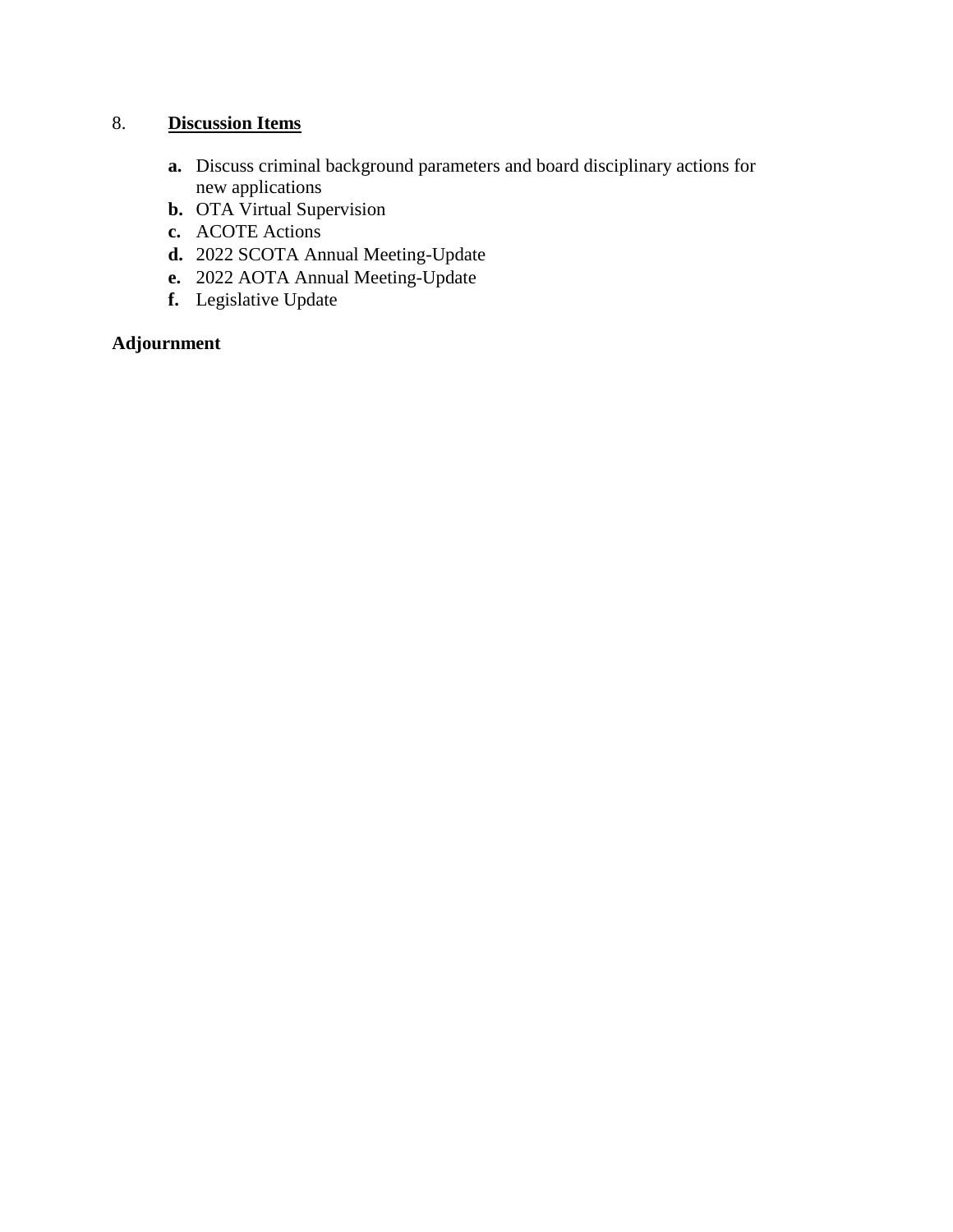8. **<u>Discussion Items</u>**

   **a.** Discuss criminal background parameters and board disciplinary actions for new applications
   **b.** OTA Virtual Supervision
   **c.** ACOTE Actions
   **d.** 2022 SCOTA Annual Meeting-Update
   **e.** 2022 AOTA Annual Meeting-Update
   **f.** Legislative Update

**Adjournment**